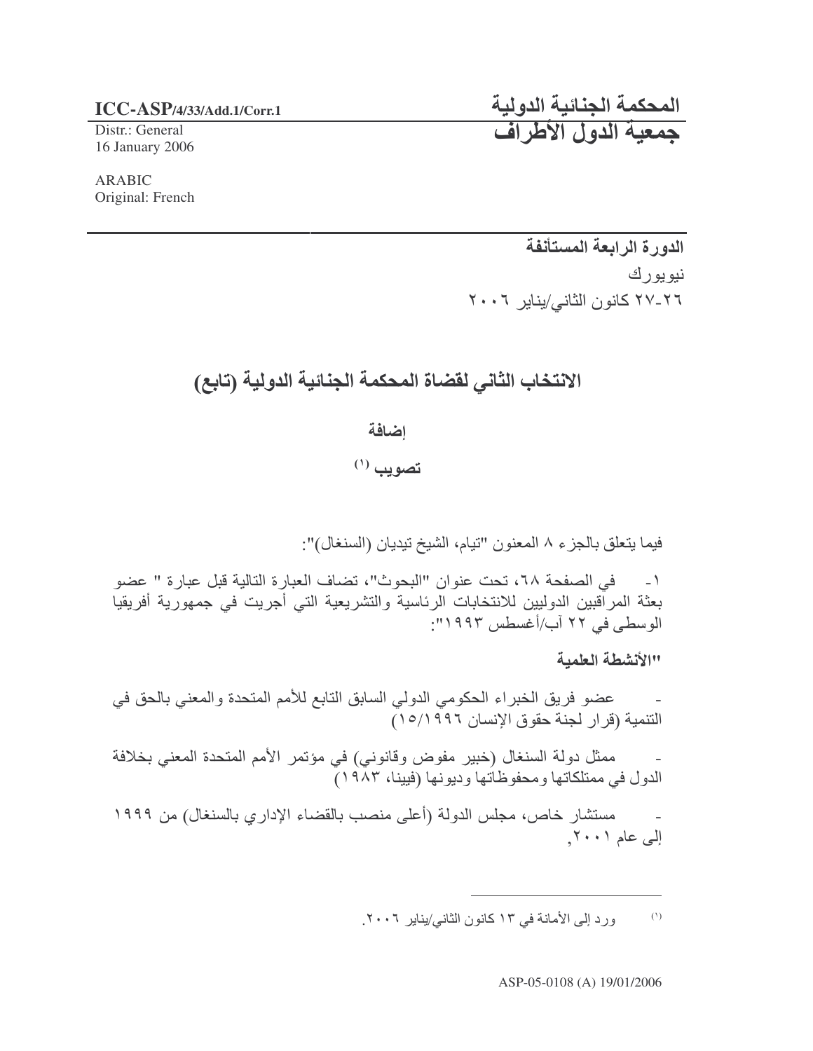**ICC-ASP/4/33/Add.1/Corr.1**

Distr.: General
16 January 2006

ARABIC
Original: French

# المحكمة الجنائية الدولية
# جمعية الدول الأطراف

---

**الدورة الرابعة المستأنفة**

نيويورك

٢٦-٢٧ كانون الثاني/يناير ٢٠٠٦

## الانتخاب الثاني لقضاة المحكمة الجنائية الدولية (تابع)

### إضافة

### تصويب [(١)]

فيما يتعلق بالجزء ٨ المعنون "تيام، الشيخ تيديان (السنغال)":

١- في الصفحة ٦٨، تحت عنوان "البحوث"، تضاف العبارة التالية قبل عبارة " عضو بعثة المراقبين الدوليين للانتخابات الرئاسية والتشريعية التي أجريت في جمهورية أفريقيا الوسطى في ٢٢ آب/أغسطس ١٩٩٣":

**"الأنشطة العلمية**

- عضو فريق الخبراء الحكومي الدولي السابق التابع للأمم المتحدة والمعني بالحق في التنمية (قرار لجنة حقوق الإنسان ١٩٩٦/١٥)

- ممثل دولة السنغال (خبير مفوض وقانوني) في مؤتمر الأمم المتحدة المعني بخلافة الدول في ممتلكاتها ومحفوظاتها وديونها (فيينا، ١٩٨٣)

- مستشار خاص، مجلس الدولة (أعلى منصب بالقضاء الإداري بالسنغال) من ١٩٩٩ إلى عام ٢٠٠١,

---

(١) ورد إلى الأمانة في ١٣ كانون الثاني/يناير ٢٠٠٦.

ASP-05-0108 (A) 19/01/2006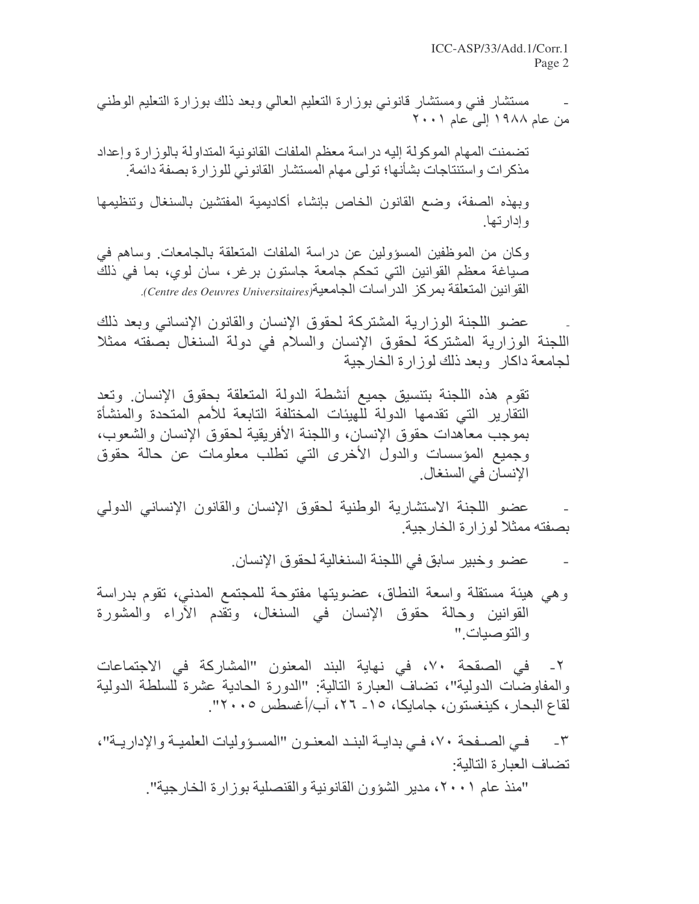- مستشار فني ومستشار قانوني بوزارة التعليم العالي وبعد ذلك بوزارة التعليم الوطني من عام ١٩٨٨ إلى عام ٢٠٠١

تضمنت المهام الموكولة إليه دراسة معظم الملفات القانونية المتداولة بالوزارة وإعداد مذكرات واستنتاجات بشأنها؛ تولى مهام المستشار القانوني للوزارة بصفة دائمة.

وبهذه الصفة، وضع القانون الخاص بإنشاء أكاديمية المفتشين بالسنغال وتنظيمها وإدارتها.

وكان من الموظفين المسؤولين عن دراسة الملفات المتعلقة بالجامعات. وساهم في صياغة معظم القوانين التي تحكم جامعة جاستون برغر، سان لوي، بما في ذلك القوانين المتعلقة بمركز الدراسات الجامعية(*Centre des Oeuvres Universitaires*).

- عضو اللجنة الوزارية المشتركة لحقوق الإنسان والقانون الإنساني وبعد ذلك اللجنة الوزارية المشتركة لحقوق الإنسان والسلام في دولة السنغال بصفته ممثلا لجامعة داكار وبعد ذلك لوزارة الخارجية

تقوم هذه اللجنة بتنسيق جميع أنشطة الدولة المتعلقة بحقوق الإنسان. وتعد التقارير التي تقدمها الدولة للهيئات المختلفة التابعة للأمم المتحدة والمنشأة بموجب معاهدات حقوق الإنسان، واللجنة الأفريقية لحقوق الإنسان والشعوب، وجميع المؤسسات والدول الأخرى التي تطلب معلومات عن حالة حقوق الإنسان في السنغال.

- عضو اللجنة الاستشارية الوطنية لحقوق الإنسان والقانون الإنساني الدولي بصفته ممثلا لوزارة الخارجية.

- عضو وخبير سابق في اللجنة السنغالية لحقوق الإنسان.

وهي هيئة مستقلة واسعة النطاق، عضويتها مفتوحة للمجتمع المدني، تقوم بدراسة القوانين وحالة حقوق الإنسان في السنغال، وتقدم الآراء والمشورة والتوصيات."

٢- في الصفحة ٧٠، في نهاية البند المعنون "المشاركة في الاجتماعات والمفاوضات الدولية"، تضاف العبارة التالية: "الدورة الحادية عشرة للسلطة الدولية لقاع البحار، كينغستون، جامايكا، ١٥- ٢٦، آب/أغسطس ٢٠٠٥".

٣- في الصفحة ٧٠، في بداية البند المعنون "المسؤوليات العلمية والإدارية"، تضاف العبارة التالية:

"منذ عام ٢٠٠١، مدير الشؤون القانونية والقنصلية بوزارة الخارجية".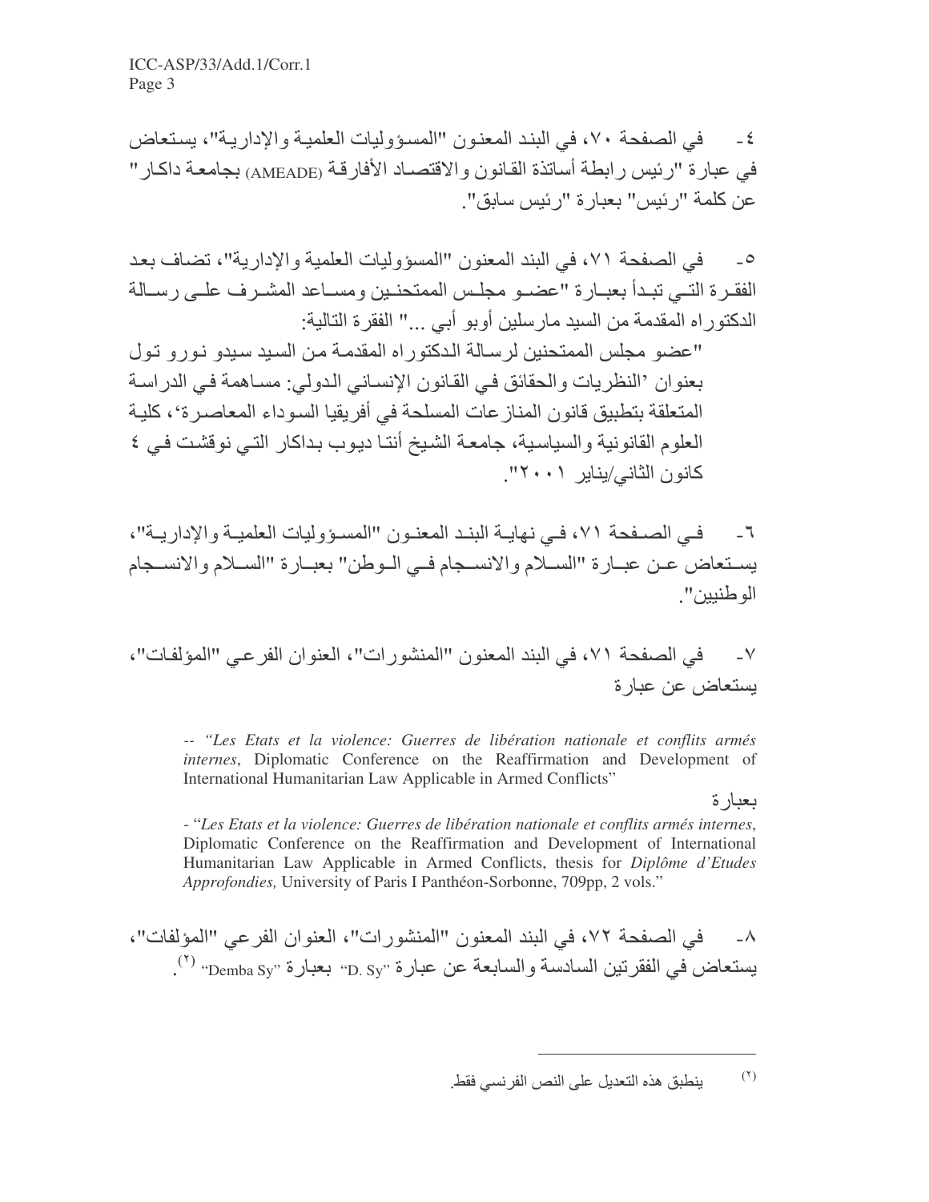٤- في الصفحة ٧٠، في البند المعنون "المسؤوليات العلمية والإدارية"، يستعاض في عبارة "رئيس رابطة أساتذة القانون والاقتصاد الأفارقة (AMEADE) بجامعة داكار" عن كلمة "رئيس" بعبارة "رئيس سابق".

٥- في الصفحة ٧١، في البند المعنون "المسؤوليات العلمية والإدارية"، تضاف بعد الفقرة التي تبدأ بعبارة "عضو مجلس الممتحنين ومساعد المشرف على رسالة الدكتوراه المقدمة من السيد مارسلين أوبو أبي ..." الفقرة التالية:

"عضو مجلس الممتحنين لرسالة الدكتوراه المقدمة من السيد سيدو نورو تول بعنوان 'النظريات والحقائق في القانون الإنساني الدولي: مساهمة في الدراسة المتعلقة بتطبيق قانون المنازعات المسلحة في أفريقيا السوداء المعاصرة'، كلية العلوم القانونية والسياسية، جامعة الشيخ أنتا ديوب بداكار التي نوقشت في ٤ كانون الثاني/يناير ٢٠٠١".

٦- في الصفحة ٧١، في نهاية البند المعنون "المسؤوليات العلمية والإدارية"، يستعاض عن عبارة "السلام والانسجام في الوطن" بعبارة "السلام والانسجام الوطنيين".

٧- في الصفحة ٧١، في البند المعنون "المنشورات"، العنوان الفرعي "المؤلفات"، يستعاض عن عبارة

> -- "*Les Etats et la violence: Guerres de libération nationale et conflits armés internes*, Diplomatic Conference on the Reaffirmation and Development of International Humanitarian Law Applicable in Armed Conflicts"

بعبارة

> - "*Les Etats et la violence: Guerres de libération nationale et conflits armés internes*, Diplomatic Conference on the Reaffirmation and Development of International Humanitarian Law Applicable in Armed Conflicts, thesis for *Diplôme d'Etudes Approfondies,* University of Paris I Panthéon-Sorbonne, 709pp, 2 vols."

٨- في الصفحة ٧٢، في البند المعنون "المنشورات"، العنوان الفرعي "المؤلفات"، يستعاض في الفقرتين السادسة والسابعة عن عبارة "D. Sy" بعبارة "Demba Sy" [٢].

---

[٢] ينطبق هذه التعديل على النص الفرنسي فقط.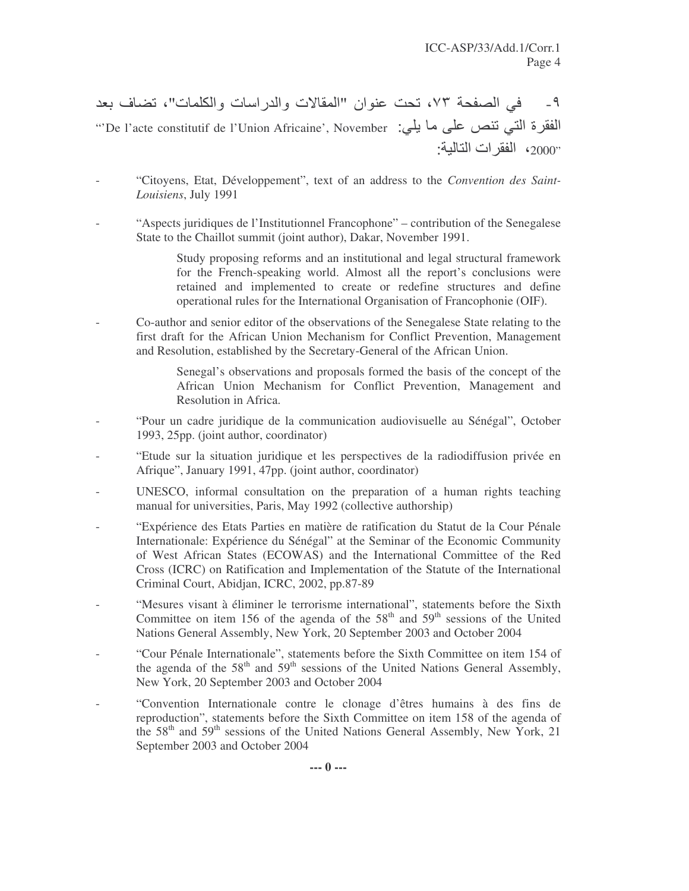٩- في الصفحة ٧٣، تحت عنوان "المقالات والدراسات والكلمات"، تضاف بعد الفقرة التي تنص على ما يلي: "'De l'acte constitutif de l'Union Africaine', November 2000"، الفقرات التالية:

- "Citoyens, Etat, Développement", text of an address to the *Convention des Saint-Louisiens*, July 1991

- "Aspects juridiques de l'Institutionnel Francophone" – contribution of the Senegalese State to the Chaillot summit (joint author), Dakar, November 1991.

  Study proposing reforms and an institutional and legal structural framework for the French-speaking world. Almost all the report's conclusions were retained and implemented to create or redefine structures and define operational rules for the International Organisation of Francophonie (OIF).

- Co-author and senior editor of the observations of the Senegalese State relating to the first draft for the African Union Mechanism for Conflict Prevention, Management and Resolution, established by the Secretary-General of the African Union.

  Senegal's observations and proposals formed the basis of the concept of the African Union Mechanism for Conflict Prevention, Management and Resolution in Africa.

- "Pour un cadre juridique de la communication audiovisuelle au Sénégal", October 1993, 25pp. (joint author, coordinator)

- "Etude sur la situation juridique et les perspectives de la radiodiffusion privée en Afrique", January 1991, 47pp. (joint author, coordinator)

- UNESCO, informal consultation on the preparation of a human rights teaching manual for universities, Paris, May 1992 (collective authorship)

- "Expérience des Etats Parties en matière de ratification du Statut de la Cour Pénale Internationale: Expérience du Sénégal" at the Seminar of the Economic Community of West African States (ECOWAS) and the International Committee of the Red Cross (ICRC) on Ratification and Implementation of the Statute of the International Criminal Court, Abidjan, ICRC, 2002, pp.87-89

- "Mesures visant à éliminer le terrorisme international", statements before the Sixth Committee on item 156 of the agenda of the 58th and 59th sessions of the United Nations General Assembly, New York, 20 September 2003 and October 2004

- "Cour Pénale Internationale", statements before the Sixth Committee on item 154 of the agenda of the 58th and 59th sessions of the United Nations General Assembly, New York, 20 September 2003 and October 2004

- "Convention Internationale contre le clonage d'êtres humains à des fins de reproduction", statements before the Sixth Committee on item 158 of the agenda of the 58th and 59th sessions of the United Nations General Assembly, New York, 21 September 2003 and October 2004

--- 0 ---